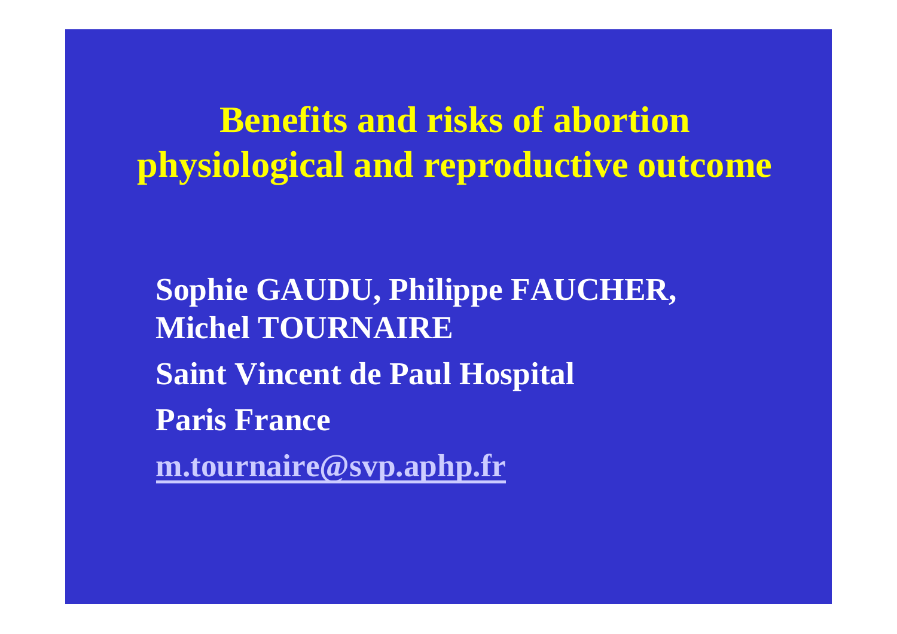# Benefits and risks of abortion physiological and reproductive outcome

**Sophie GAUDU, Philippe FAUCHER, Michel TOURNAIRE**

**Saint Vincent de Paul Hospital**

**Paris France**

**m.tournaire@svp.aphp.fr**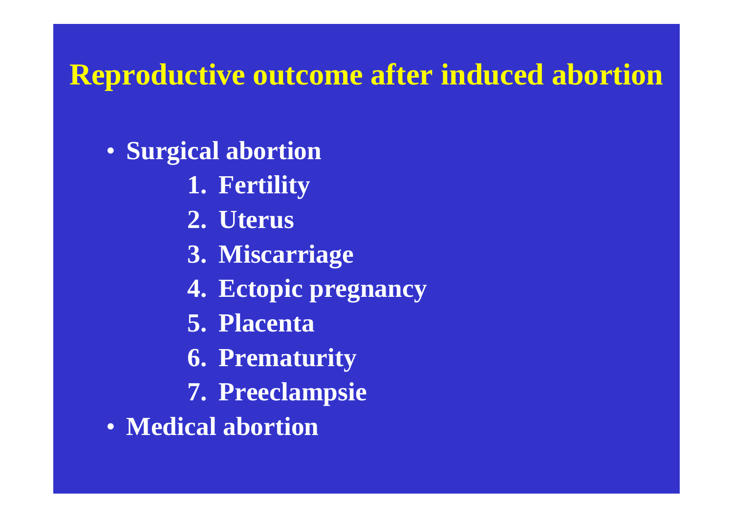# Reproductive outcome after induced abortion

- Surgical abortion
  1. Fertility
  2. Uterus
  3. Miscarriage
  4. Ectopic pregnancy
  5. Placenta
  6. Prematurity
  7. Preeclampsie
- Medical abortion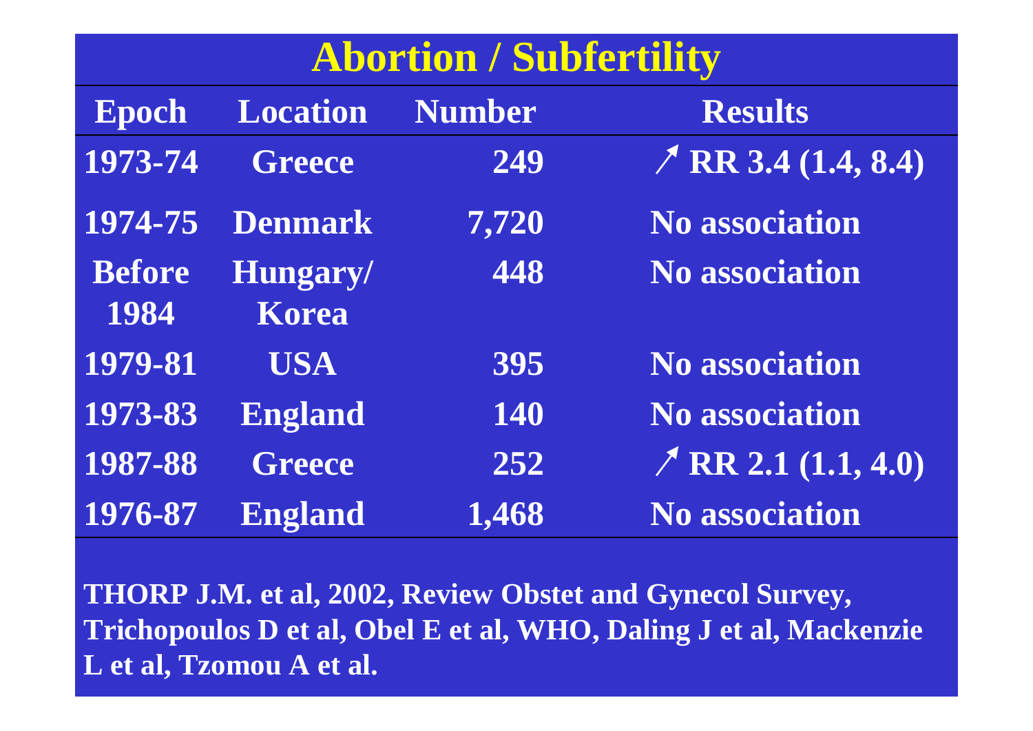# Abortion / Subfertility

| Epoch | Location | Number | Results |
|---|---|---|---|
| 1973-74 | Greece | 249 | ↗ RR 3.4 (1.4, 8.4) |
| 1974-75 | Denmark | 7,720 | No association |
| Before 1984 | Hungary/ Korea | 448 | No association |
| 1979-81 | USA | 395 | No association |
| 1973-83 | England | 140 | No association |
| 1987-88 | Greece | 252 | ↗ RR 2.1 (1.1, 4.0) |
| 1976-87 | England | 1,468 | No association |

**THORP J.M. et al, 2002, Review Obstet and Gynecol Survey, Trichopoulos D et al, Obel E et al, WHO, Daling J et al, Mackenzie L et al, Tzomou A et al.**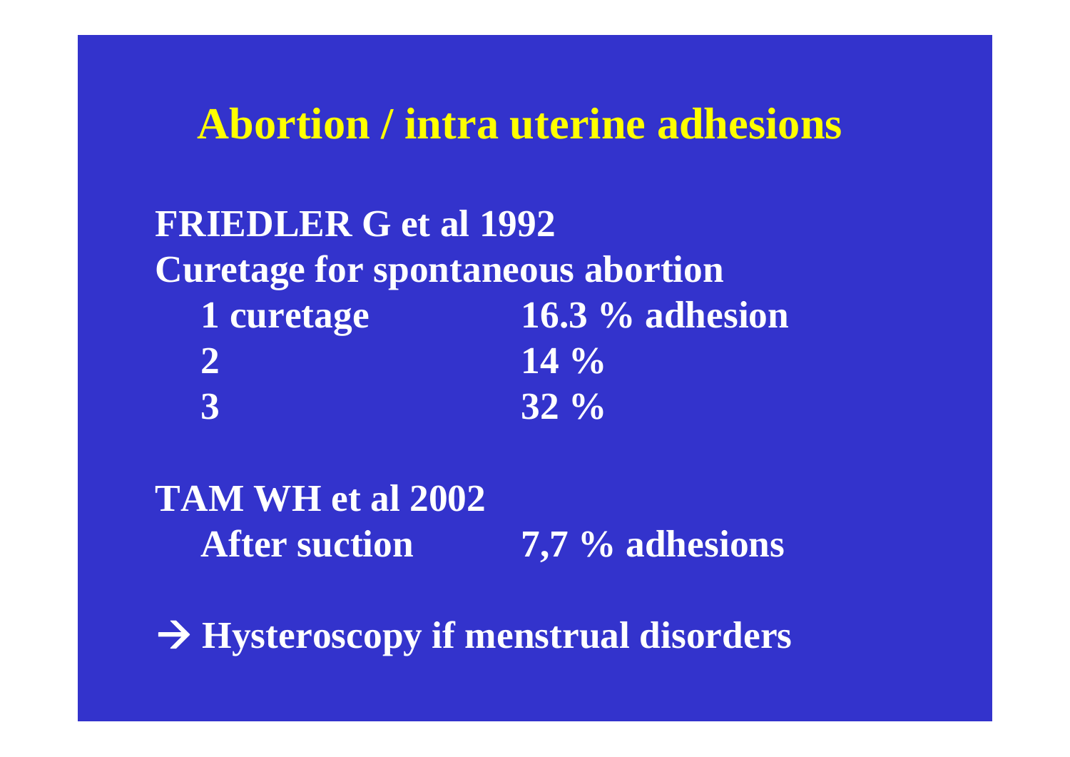# Abortion / intra uterine adhesions

**FRIEDLER G et al 1992**

**Curetage for spontaneous abortion**

| | |
|---|---|
| **1 curetage** | **16.3 % adhesion** |
| **2** | **14 %** |
| **3** | **32 %** |

**TAM WH et al 2002**

| | |
|---|---|
| **After suction** | **7,7 % adhesions** |

**→ Hysteroscopy if menstrual disorders**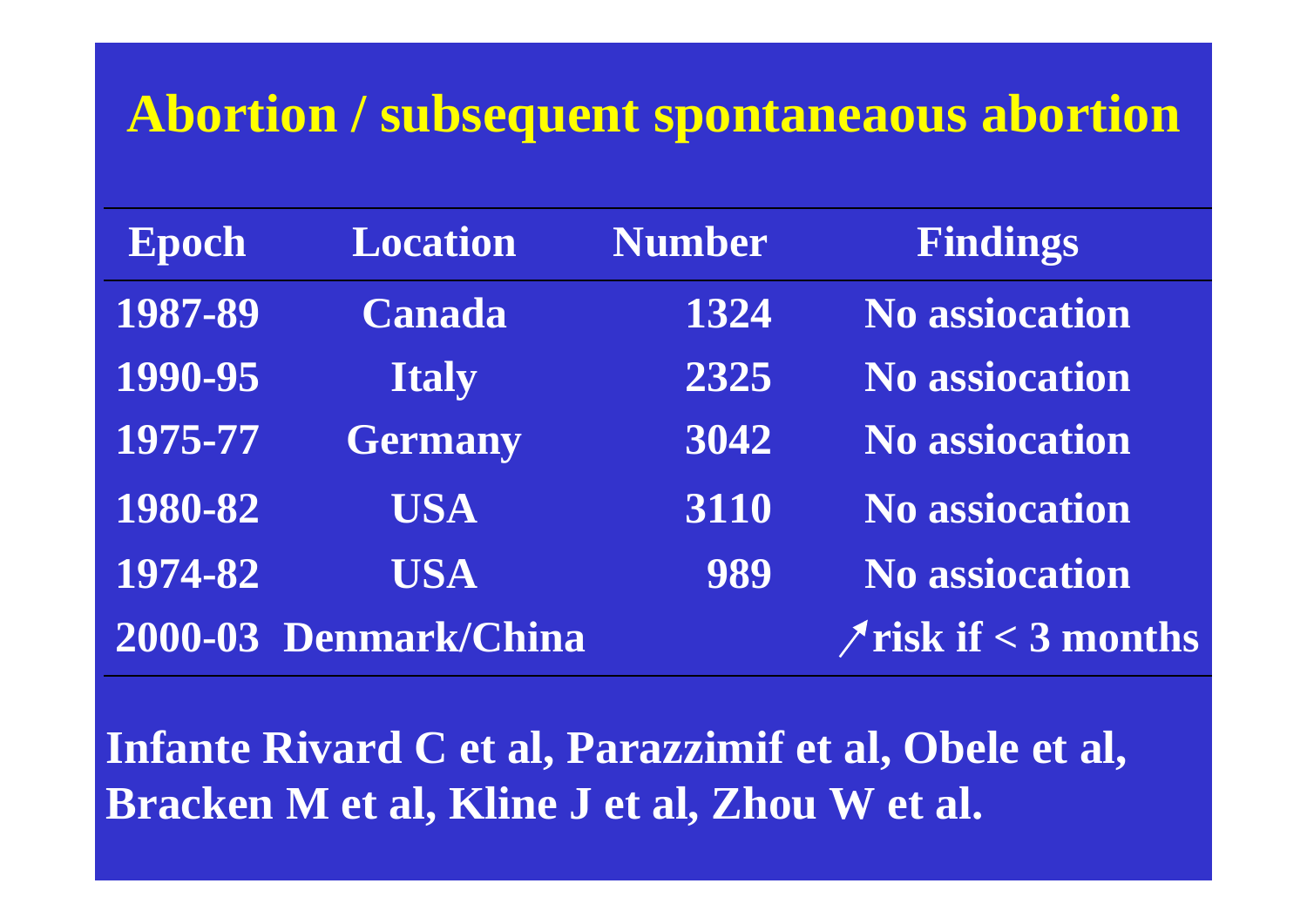# Abortion / subsequent spontaneaous abortion

| Epoch | Location | Number | Findings |
|---|---|---|---|
| 1987-89 | Canada | 1324 | No assiocation |
| 1990-95 | Italy | 2325 | No assiocation |
| 1975-77 | Germany | 3042 | No assiocation |
| 1980-82 | USA | 3110 | No assiocation |
| 1974-82 | USA | 989 | No assiocation |
| 2000-03 | Denmark/China | | ↗ risk if < 3 months |

**Infante Rivard C et al, Parazzimif et al, Obele et al, Bracken M et al, Kline J et al, Zhou W et al.**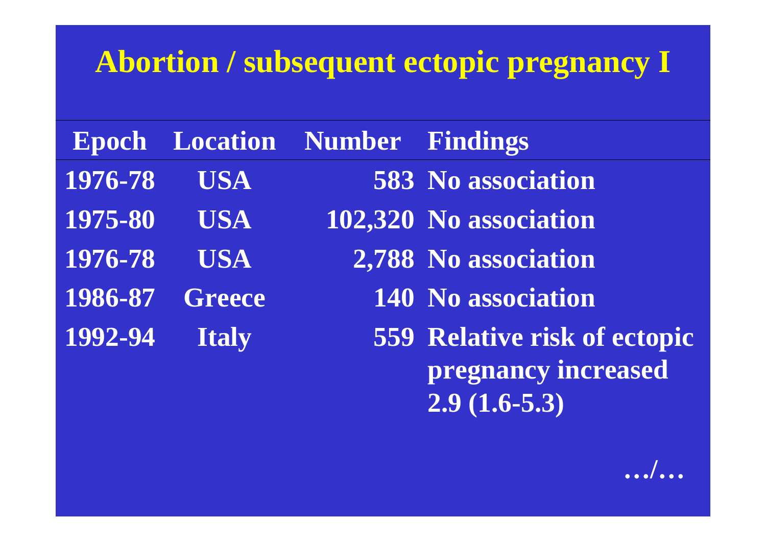# Abortion / subsequent ectopic pregnancy I

| Epoch | Location | Number | Findings |
|---|---|---|---|
| 1976-78 | USA | 583 | No association |
| 1975-80 | USA | 102,320 | No association |
| 1976-78 | USA | 2,788 | No association |
| 1986-87 | Greece | 140 | No association |
| 1992-94 | Italy | 559 | Relative risk of ectopic pregnancy increased 2.9 (1.6-5.3) |

…/…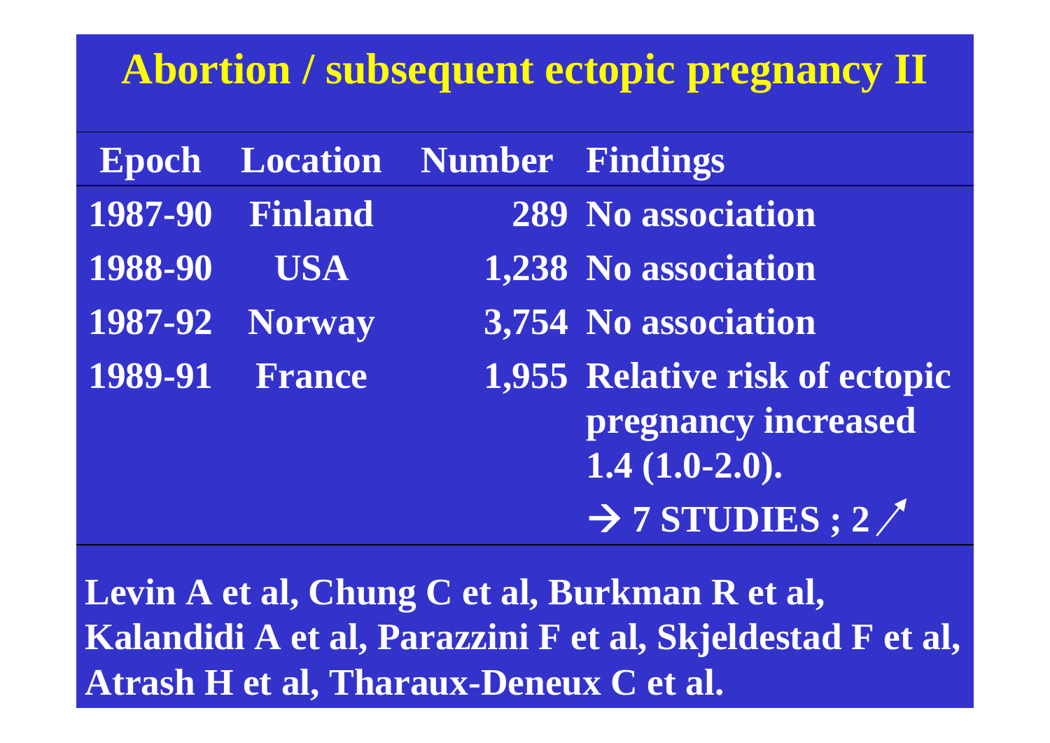# Abortion / subsequent ectopic pregnancy II

| Epoch | Location | Number | Findings |
|---|---|---|---|
| 1987-90 | Finland | 289 | No association |
| 1988-90 | USA | 1,238 | No association |
| 1987-92 | Norway | 3,754 | No association |
| 1989-91 | France | 1,955 | Relative risk of ectopic pregnancy increased 1.4 (1.0-2.0). |
| | | | → 7 STUDIES ; 2 ↗ |

**Levin A et al, Chung C et al, Burkman R et al, Kalandidi A et al, Parazzini F et al, Skjeldestad F et al, Atrash H et al, Tharaux-Deneux C et al.**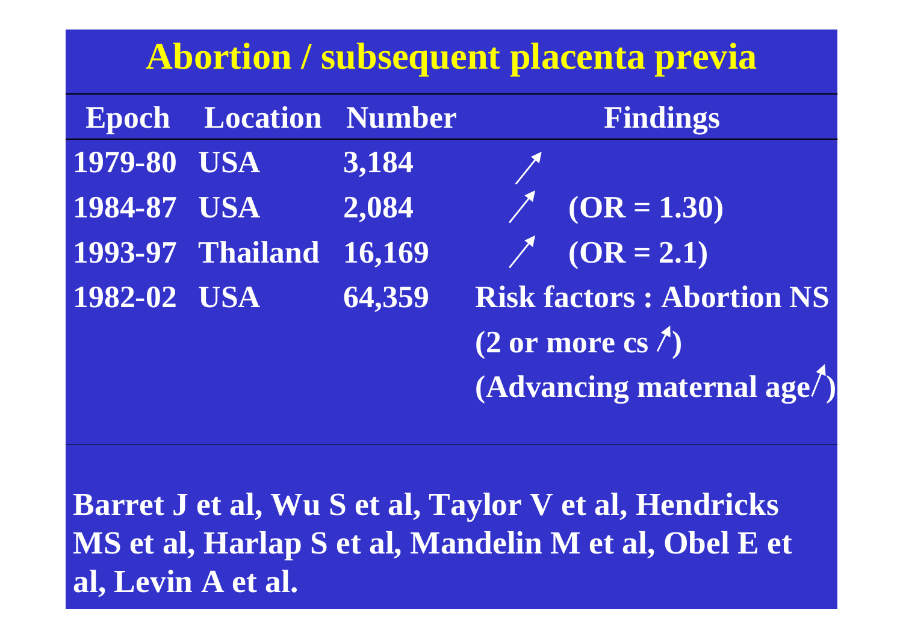# Abortion / subsequent placenta previa

| Epoch | Location | Number | Findings |
|---|---|---|---|
| 1979-80 | USA | 3,184 | ↗ |
| 1984-87 | USA | 2,084 | ↗ (OR = 1.30) |
| 1993-97 | Thailand | 16,169 | ↗ (OR = 2.1) |
| 1982-02 | USA | 64,359 | Risk factors : Abortion NS (2 or more cs ↗) (Advancing maternal age↗) |

**Barret J et al, Wu S et al, Taylor V et al, Hendricks MS et al, Harlap S et al, Mandelin M et al, Obel E et al, Levin A et al.**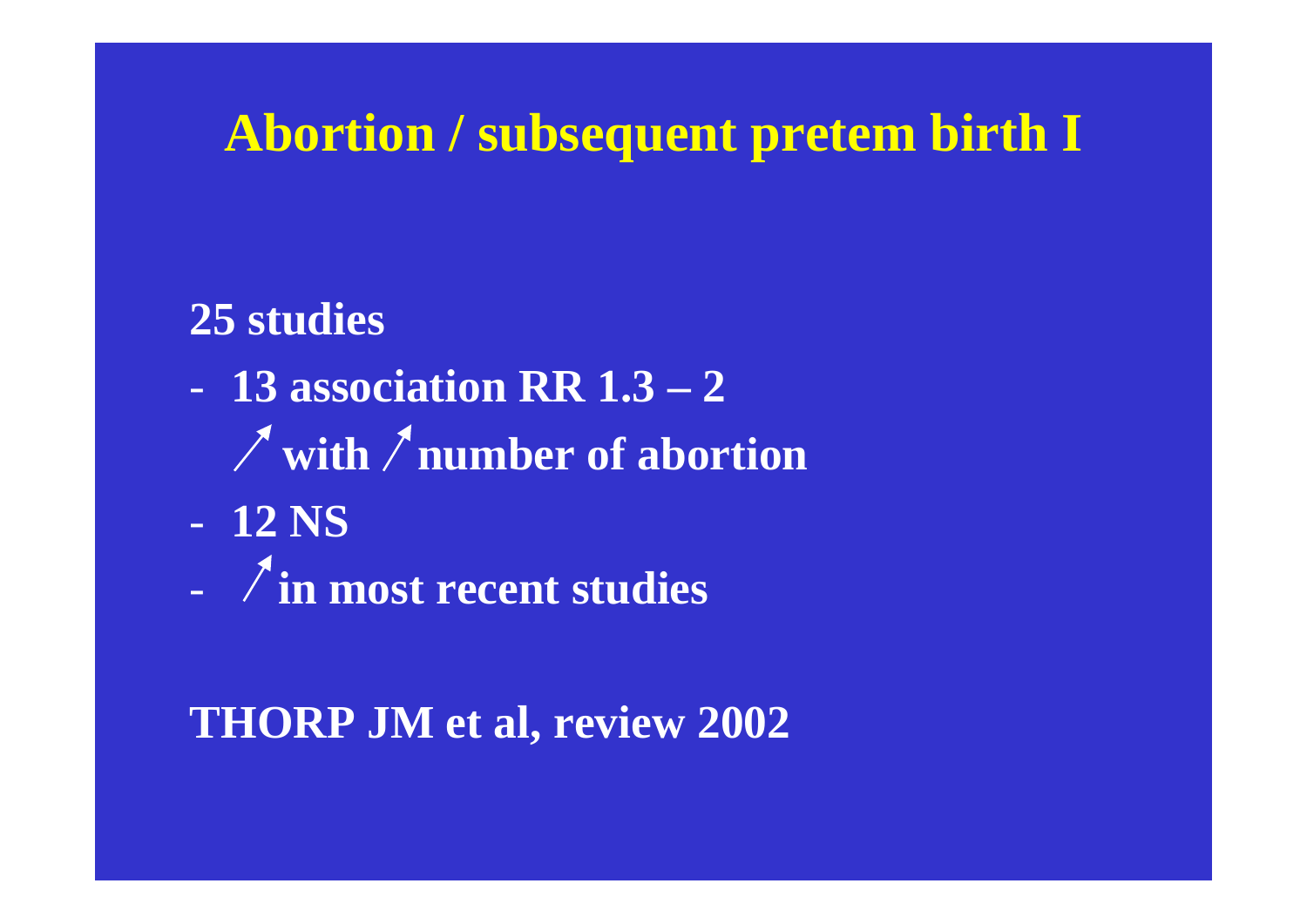# Abortion / subsequent pretem birth I

**25 studies**

- **13 association RR 1.3 – 2**
  **↗ with ↗ number of abortion**
- **12 NS**
- **↗ in most recent studies**

**THORP JM et al, review 2002**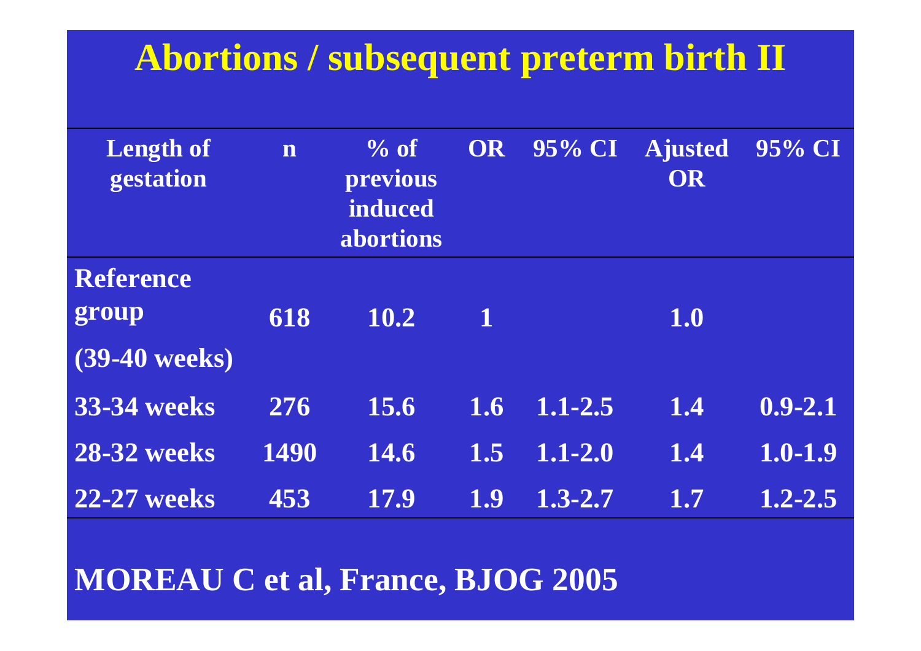# Abortions / subsequent preterm birth II

| Length of gestation | n | % of previous induced abortions | OR | 95% CI | Ajusted OR | 95% CI |
|---|---|---|---|---|---|---|
| Reference group (39-40 weeks) | 618 | 10.2 | 1 | | 1.0 | |
| 33-34 weeks | 276 | 15.6 | 1.6 | 1.1-2.5 | 1.4 | 0.9-2.1 |
| 28-32 weeks | 1490 | 14.6 | 1.5 | 1.1-2.0 | 1.4 | 1.0-1.9 |
| 22-27 weeks | 453 | 17.9 | 1.9 | 1.3-2.7 | 1.7 | 1.2-2.5 |

**MOREAU C et al, France, BJOG 2005**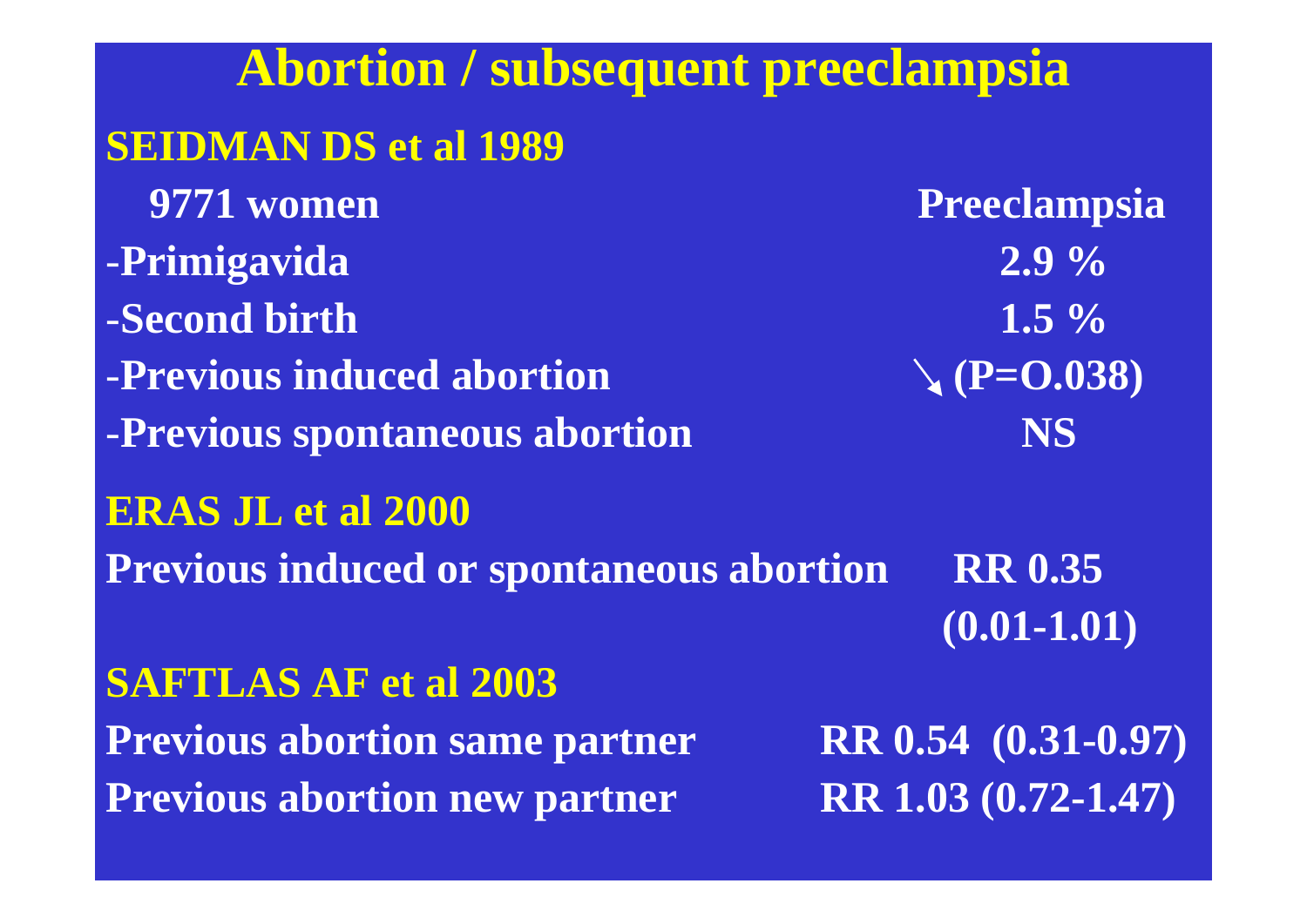# Abortion / subsequent preeclampsia

## SEIDMAN DS et al 1989

| 9771 women | Preeclampsia |
|---|---|
| -Primigavida | 2.9 % |
| -Second birth | 1.5 % |
| -Previous induced abortion | ↘ (P=O.038) |
| -Previous spontaneous abortion | NS |

## ERAS JL et al 2000

| | |
|---|---|
| Previous induced or spontaneous abortion | RR 0.35 (0.01-1.01) |

## SAFTLAS AF et al 2003

| | |
|---|---|
| Previous abortion same partner | RR 0.54 (0.31-0.97) |
| Previous abortion new partner | RR 1.03 (0.72-1.47) |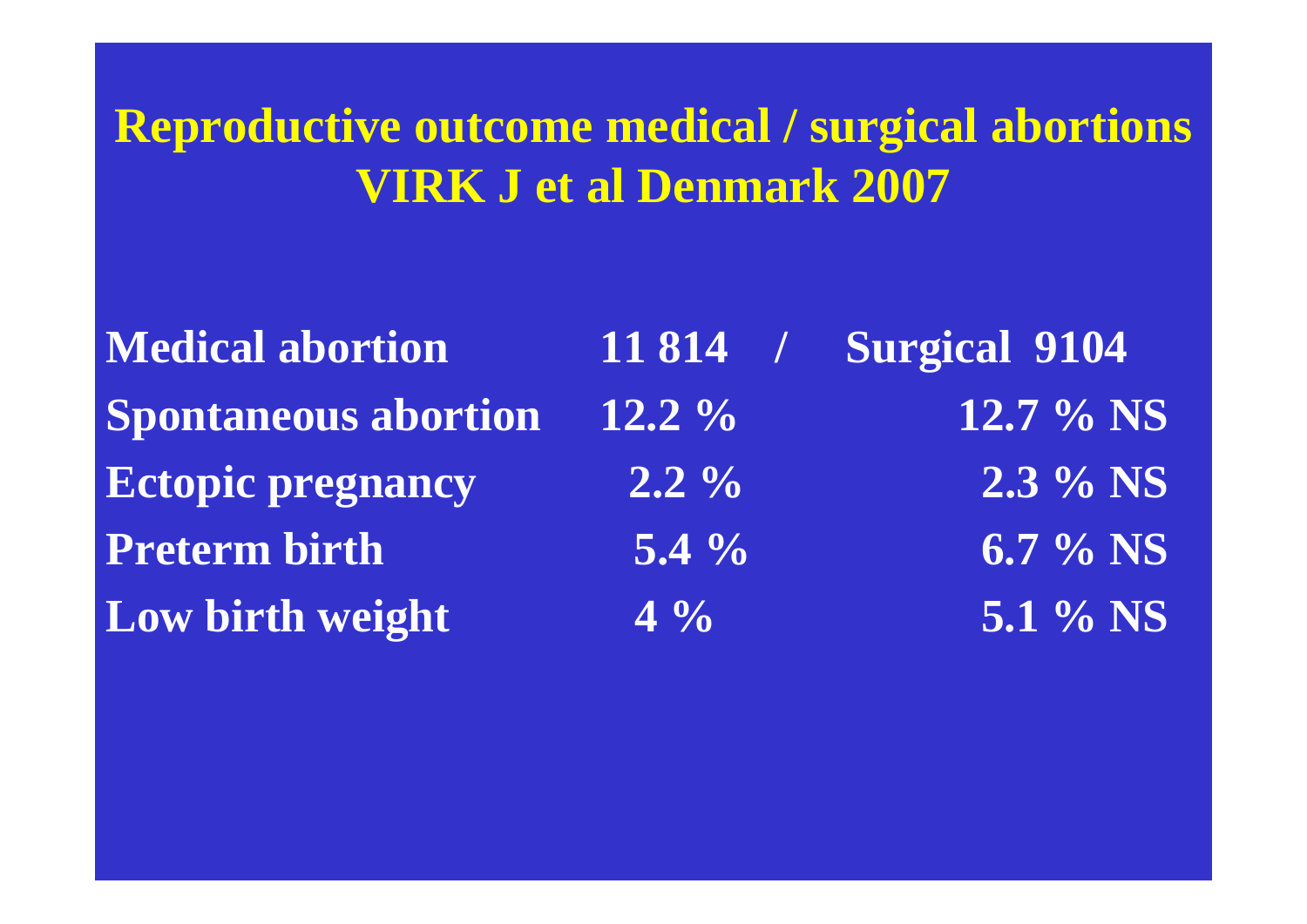# Reproductive outcome medical / surgical abortions VIRK J et al Denmark 2007

| Medical abortion | 11 814 / | Surgical 9104 |
|---|---|---|
| Spontaneous abortion | 12.2 % | 12.7 % NS |
| Ectopic pregnancy | 2.2 % | 2.3 % NS |
| Preterm birth | 5.4 % | 6.7 % NS |
| Low birth weight | 4 % | 5.1 % NS |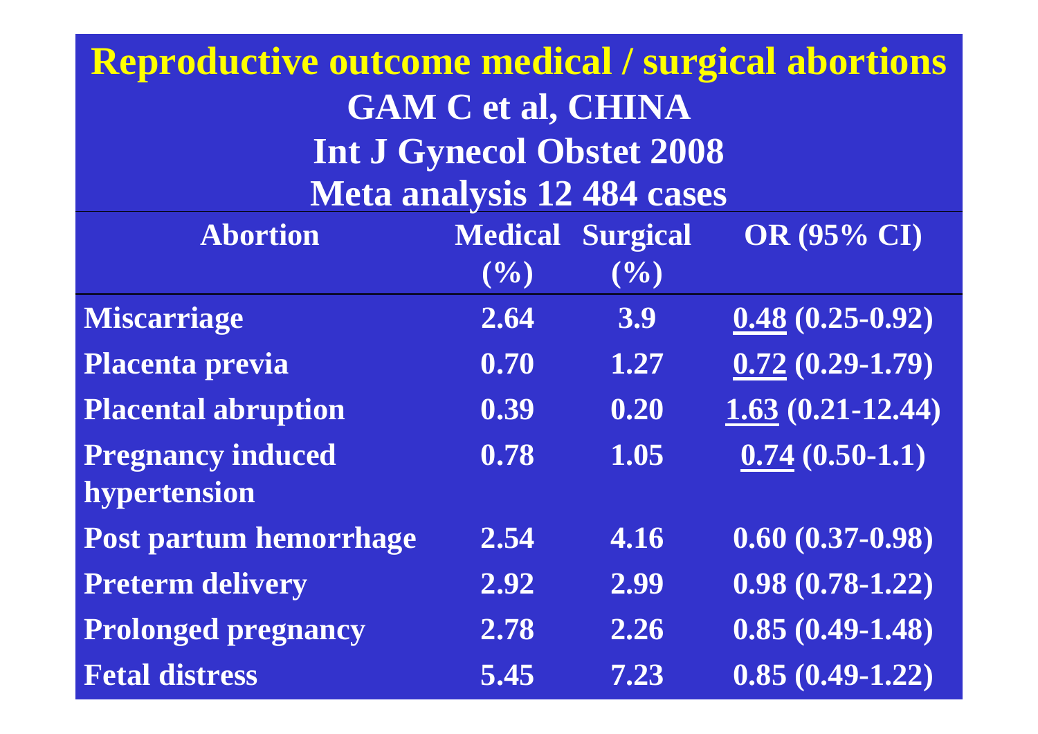# Reproductive outcome medical / surgical abortions

**GAM C et al, CHINA**

**Int J Gynecol Obstet 2008**

**Meta analysis 12 484 cases**

| Abortion | Medical (%) | Surgical (%) | OR (95% CI) |
|---|---|---|---|
| Miscarriage | 2.64 | 3.9 | <u>0.48</u> (0.25-0.92) |
| Placenta previa | 0.70 | 1.27 | <u>0.72</u> (0.29-1.79) |
| Placental abruption | 0.39 | 0.20 | <u>1.63</u> (0.21-12.44) |
| Pregnancy induced hypertension | 0.78 | 1.05 | <u>0.74</u> (0.50-1.1) |
| Post partum hemorrhage | 2.54 | 4.16 | 0.60 (0.37-0.98) |
| Preterm delivery | 2.92 | 2.99 | 0.98 (0.78-1.22) |
| Prolonged pregnancy | 2.78 | 2.26 | 0.85 (0.49-1.48) |
| Fetal distress | 5.45 | 7.23 | 0.85 (0.49-1.22) |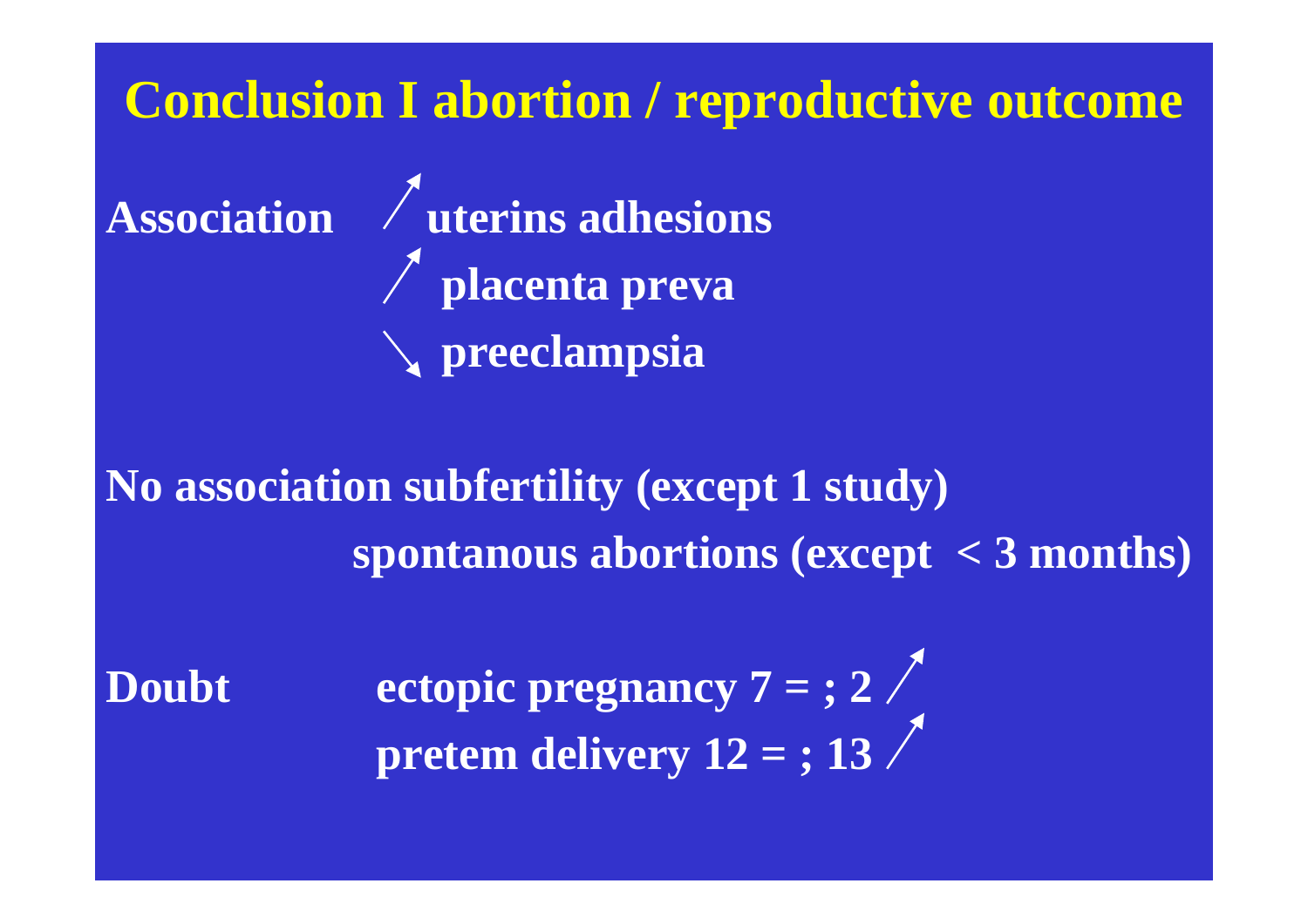# Conclusion I abortion / reproductive outcome

**Association** ↗ **uterins adhesions**
↗ **placenta preva**
↘ **preeclampsia**

**No association subfertility (except 1 study)**
**spontanous abortions (except < 3 months)**

**Doubt** **ectopic pregnancy 7 = ; 2** ↗
**pretem delivery 12 = ; 13** ↗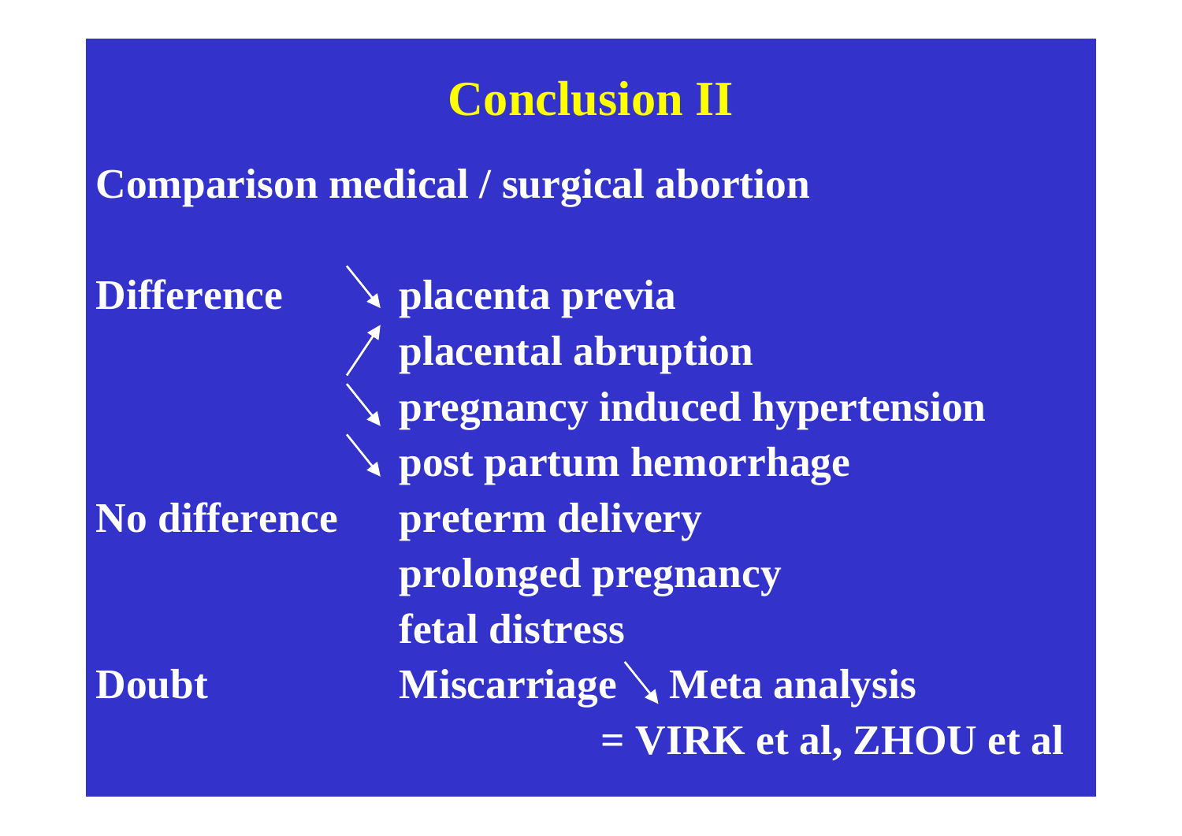# Conclusion II

**Comparison medical / surgical abortion**

| | |
|---|---|
| **Difference** | ↘ placenta previa |
| | ↗ placental abruption |
| | ↘ pregnancy induced hypertension |
| | ↘ post partum hemorrhage |
| **No difference** | preterm delivery |
| | prolonged pregnancy |
| | fetal distress |
| **Doubt** | Miscarriage ↘ Meta analysis |
| | = VIRK et al, ZHOU et al |